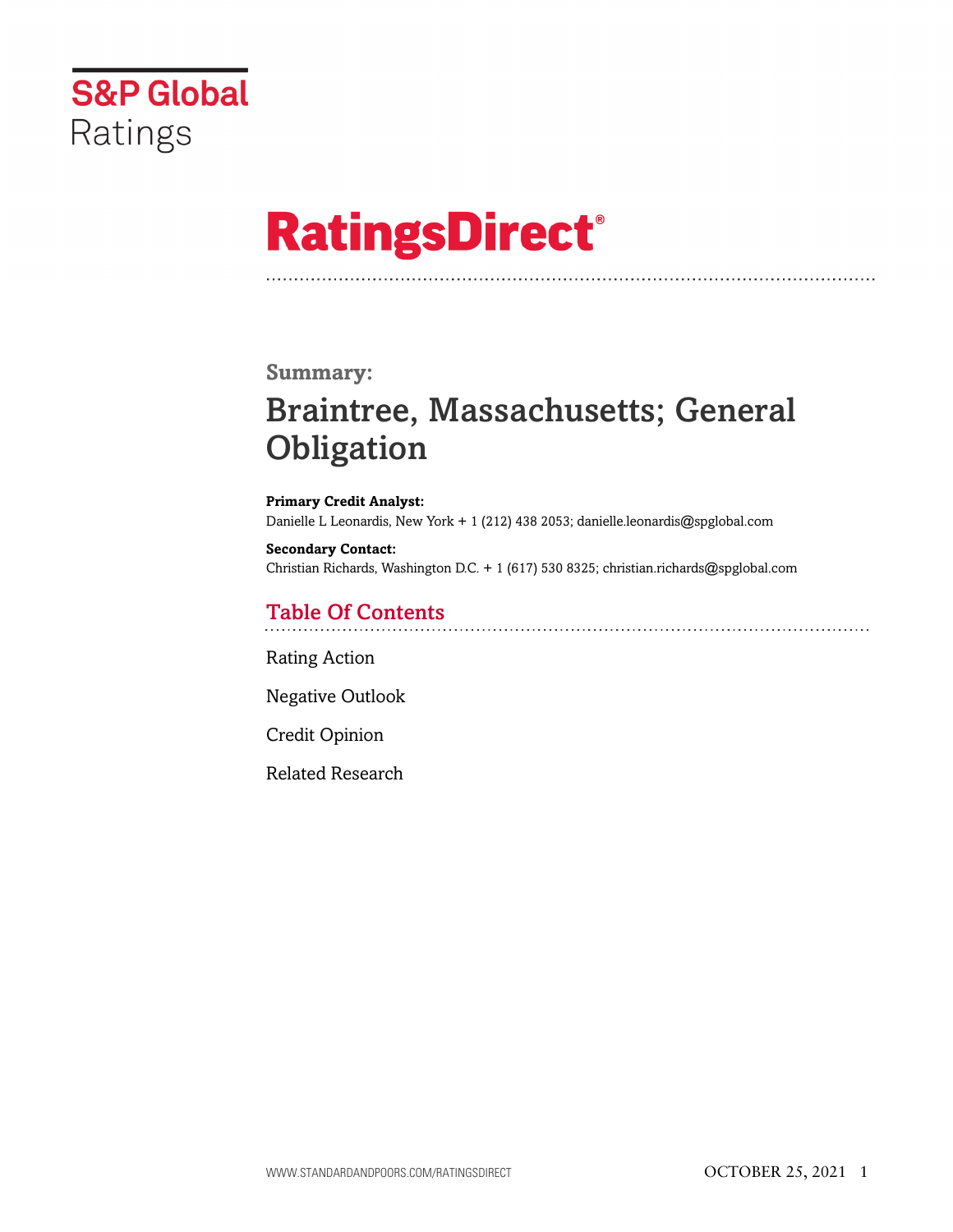S&P Global Ratings

# RatingsDirect®

## Summary:

# Braintree, Massachusetts; General Obligation

**Primary Credit Analyst:**
Danielle L Leonardis, New York + 1 (212) 438 2053; danielle.leonardis@spglobal.com

**Secondary Contact:**
Christian Richards, Washington D.C. + 1 (617) 530 8325; christian.richards@spglobal.com

## Table Of Contents

Rating Action

Negative Outlook

Credit Opinion

Related Research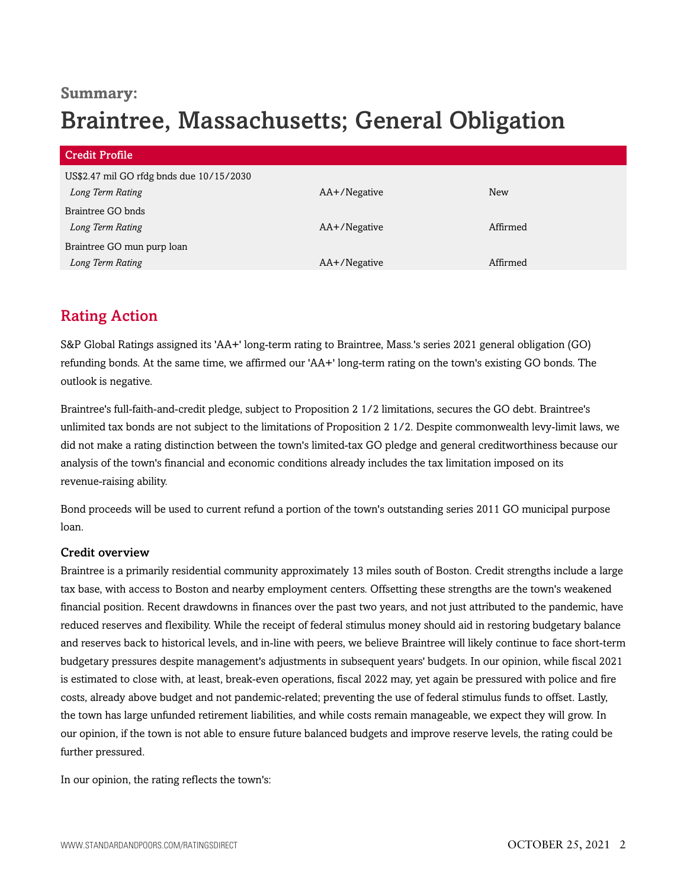**Summary:**

# Braintree, Massachusetts; General Obligation

| Credit Profile | | |
|---|---|---|
| US$2.47 mil GO rfdg bnds due 10/15/2030 | | |
| *Long Term Rating* | AA+/Negative | New |
| Braintree GO bnds | | |
| *Long Term Rating* | AA+/Negative | Affirmed |
| Braintree GO mun purp loan | | |
| *Long Term Rating* | AA+/Negative | Affirmed |

## Rating Action

S&P Global Ratings assigned its 'AA+' long-term rating to Braintree, Mass.'s series 2021 general obligation (GO) refunding bonds. At the same time, we affirmed our 'AA+' long-term rating on the town's existing GO bonds. The outlook is negative.

Braintree's full-faith-and-credit pledge, subject to Proposition 2 1/2 limitations, secures the GO debt. Braintree's unlimited tax bonds are not subject to the limitations of Proposition 2 1/2. Despite commonwealth levy-limit laws, we did not make a rating distinction between the town's limited-tax GO pledge and general creditworthiness because our analysis of the town's financial and economic conditions already includes the tax limitation imposed on its revenue-raising ability.

Bond proceeds will be used to current refund a portion of the town's outstanding series 2011 GO municipal purpose loan.

### Credit overview

Braintree is a primarily residential community approximately 13 miles south of Boston. Credit strengths include a large tax base, with access to Boston and nearby employment centers. Offsetting these strengths are the town's weakened financial position. Recent drawdowns in finances over the past two years, and not just attributed to the pandemic, have reduced reserves and flexibility. While the receipt of federal stimulus money should aid in restoring budgetary balance and reserves back to historical levels, and in-line with peers, we believe Braintree will likely continue to face short-term budgetary pressures despite management's adjustments in subsequent years' budgets. In our opinion, while fiscal 2021 is estimated to close with, at least, break-even operations, fiscal 2022 may, yet again be pressured with police and fire costs, already above budget and not pandemic-related; preventing the use of federal stimulus funds to offset. Lastly, the town has large unfunded retirement liabilities, and while costs remain manageable, we expect they will grow. In our opinion, if the town is not able to ensure future balanced budgets and improve reserve levels, the rating could be further pressured.

In our opinion, the rating reflects the town's: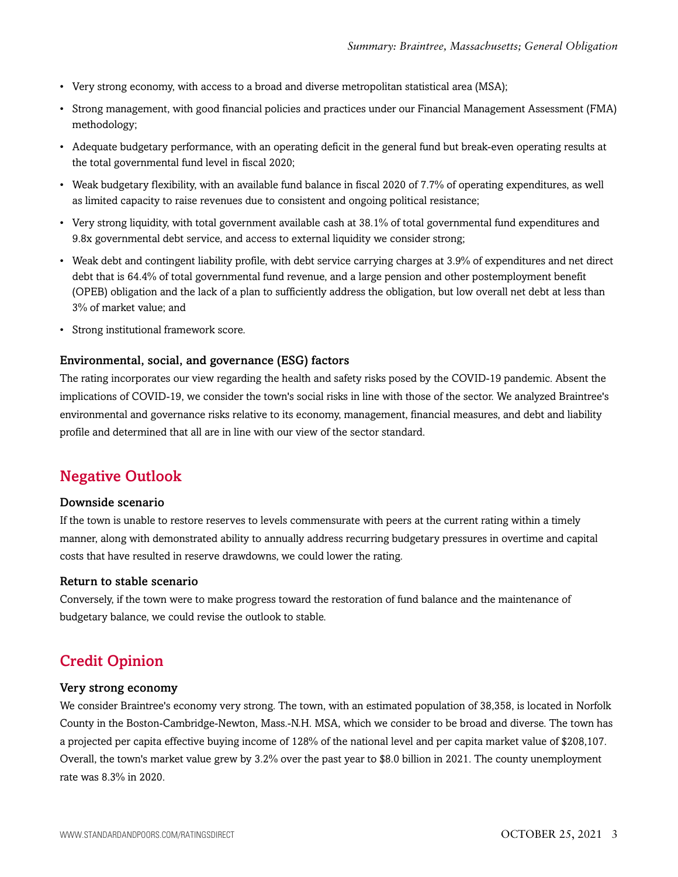- Very strong economy, with access to a broad and diverse metropolitan statistical area (MSA);
- Strong management, with good financial policies and practices under our Financial Management Assessment (FMA) methodology;
- Adequate budgetary performance, with an operating deficit in the general fund but break-even operating results at the total governmental fund level in fiscal 2020;
- Weak budgetary flexibility, with an available fund balance in fiscal 2020 of 7.7% of operating expenditures, as well as limited capacity to raise revenues due to consistent and ongoing political resistance;
- Very strong liquidity, with total government available cash at 38.1% of total governmental fund expenditures and 9.8x governmental debt service, and access to external liquidity we consider strong;
- Weak debt and contingent liability profile, with debt service carrying charges at 3.9% of expenditures and net direct debt that is 64.4% of total governmental fund revenue, and a large pension and other postemployment benefit (OPEB) obligation and the lack of a plan to sufficiently address the obligation, but low overall net debt at less than 3% of market value; and
- Strong institutional framework score.

### Environmental, social, and governance (ESG) factors

The rating incorporates our view regarding the health and safety risks posed by the COVID-19 pandemic. Absent the implications of COVID-19, we consider the town's social risks in line with those of the sector. We analyzed Braintree's environmental and governance risks relative to its economy, management, financial measures, and debt and liability profile and determined that all are in line with our view of the sector standard.

## Negative Outlook

### Downside scenario

If the town is unable to restore reserves to levels commensurate with peers at the current rating within a timely manner, along with demonstrated ability to annually address recurring budgetary pressures in overtime and capital costs that have resulted in reserve drawdowns, we could lower the rating.

### Return to stable scenario

Conversely, if the town were to make progress toward the restoration of fund balance and the maintenance of budgetary balance, we could revise the outlook to stable.

## Credit Opinion

### Very strong economy

We consider Braintree's economy very strong. The town, with an estimated population of 38,358, is located in Norfolk County in the Boston-Cambridge-Newton, Mass.-N.H. MSA, which we consider to be broad and diverse. The town has a projected per capita effective buying income of 128% of the national level and per capita market value of $208,107. Overall, the town's market value grew by 3.2% over the past year to $8.0 billion in 2021. The county unemployment rate was 8.3% in 2020.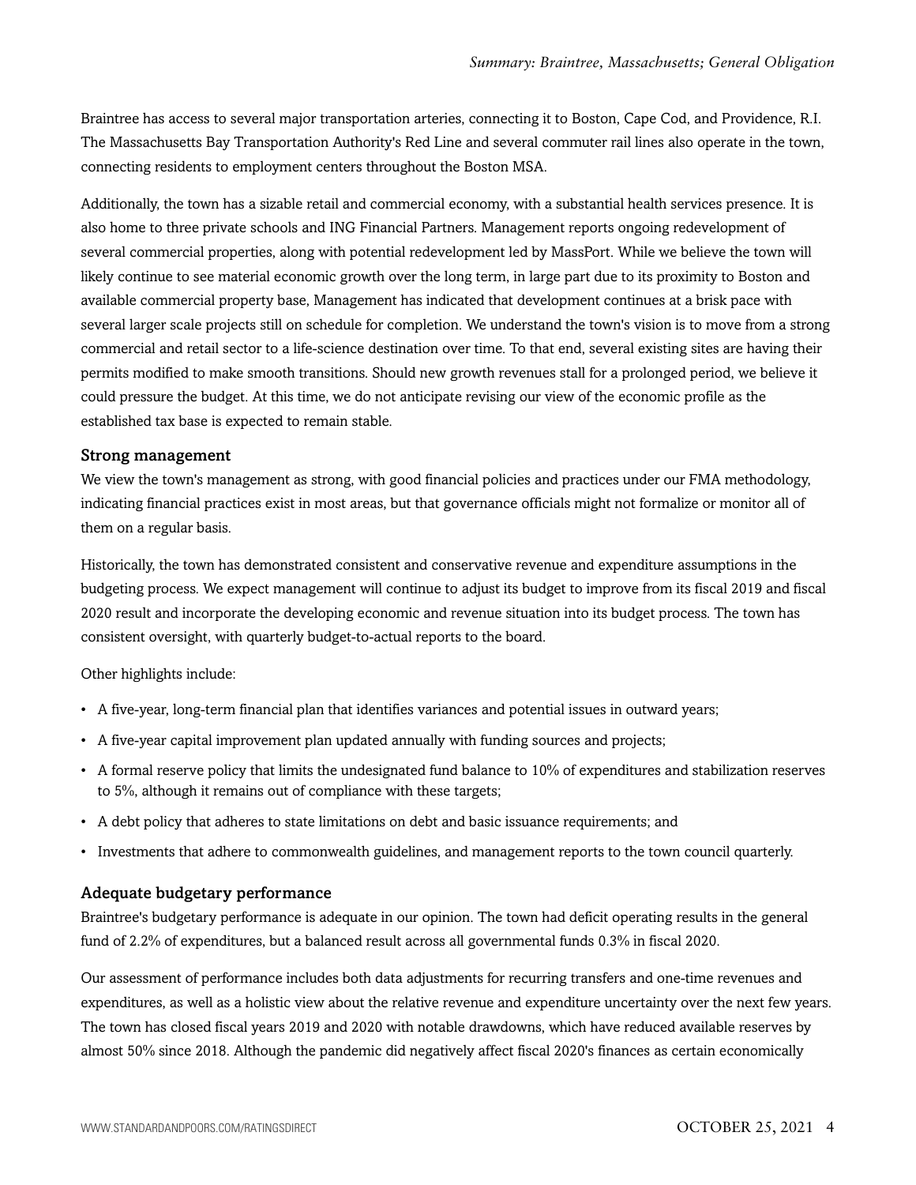Braintree has access to several major transportation arteries, connecting it to Boston, Cape Cod, and Providence, R.I. The Massachusetts Bay Transportation Authority's Red Line and several commuter rail lines also operate in the town, connecting residents to employment centers throughout the Boston MSA.

Additionally, the town has a sizable retail and commercial economy, with a substantial health services presence. It is also home to three private schools and ING Financial Partners. Management reports ongoing redevelopment of several commercial properties, along with potential redevelopment led by MassPort. While we believe the town will likely continue to see material economic growth over the long term, in large part due to its proximity to Boston and available commercial property base, Management has indicated that development continues at a brisk pace with several larger scale projects still on schedule for completion. We understand the town's vision is to move from a strong commercial and retail sector to a life-science destination over time. To that end, several existing sites are having their permits modified to make smooth transitions. Should new growth revenues stall for a prolonged period, we believe it could pressure the budget. At this time, we do not anticipate revising our view of the economic profile as the established tax base is expected to remain stable.

### Strong management

We view the town's management as strong, with good financial policies and practices under our FMA methodology, indicating financial practices exist in most areas, but that governance officials might not formalize or monitor all of them on a regular basis.

Historically, the town has demonstrated consistent and conservative revenue and expenditure assumptions in the budgeting process. We expect management will continue to adjust its budget to improve from its fiscal 2019 and fiscal 2020 result and incorporate the developing economic and revenue situation into its budget process. The town has consistent oversight, with quarterly budget-to-actual reports to the board.

Other highlights include:

- A five-year, long-term financial plan that identifies variances and potential issues in outward years;
- A five-year capital improvement plan updated annually with funding sources and projects;
- A formal reserve policy that limits the undesignated fund balance to 10% of expenditures and stabilization reserves to 5%, although it remains out of compliance with these targets;
- A debt policy that adheres to state limitations on debt and basic issuance requirements; and
- Investments that adhere to commonwealth guidelines, and management reports to the town council quarterly.

### Adequate budgetary performance

Braintree's budgetary performance is adequate in our opinion. The town had deficit operating results in the general fund of 2.2% of expenditures, but a balanced result across all governmental funds 0.3% in fiscal 2020.

Our assessment of performance includes both data adjustments for recurring transfers and one-time revenues and expenditures, as well as a holistic view about the relative revenue and expenditure uncertainty over the next few years. The town has closed fiscal years 2019 and 2020 with notable drawdowns, which have reduced available reserves by almost 50% since 2018. Although the pandemic did negatively affect fiscal 2020's finances as certain economically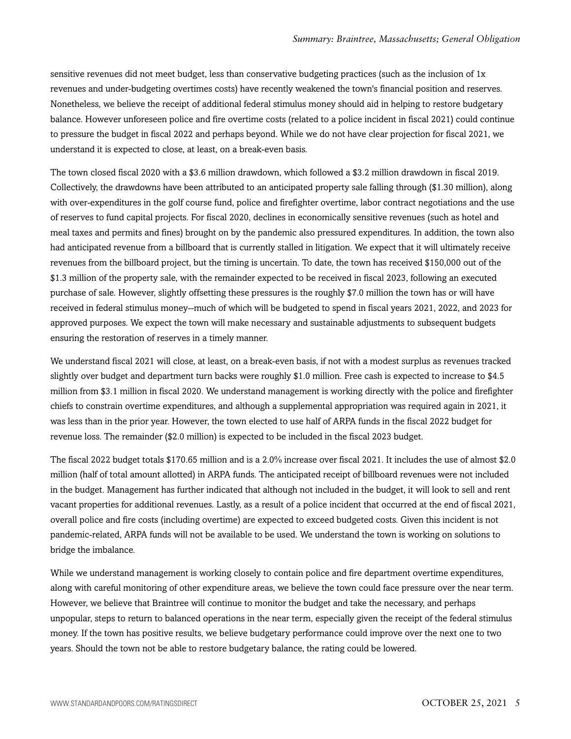sensitive revenues did not meet budget, less than conservative budgeting practices (such as the inclusion of 1x revenues and under-budgeting overtimes costs) have recently weakened the town's financial position and reserves. Nonetheless, we believe the receipt of additional federal stimulus money should aid in helping to restore budgetary balance. However unforeseen police and fire overtime costs (related to a police incident in fiscal 2021) could continue to pressure the budget in fiscal 2022 and perhaps beyond. While we do not have clear projection for fiscal 2021, we understand it is expected to close, at least, on a break-even basis.

The town closed fiscal 2020 with a $3.6 million drawdown, which followed a $3.2 million drawdown in fiscal 2019. Collectively, the drawdowns have been attributed to an anticipated property sale falling through ($1.30 million), along with over-expenditures in the golf course fund, police and firefighter overtime, labor contract negotiations and the use of reserves to fund capital projects. For fiscal 2020, declines in economically sensitive revenues (such as hotel and meal taxes and permits and fines) brought on by the pandemic also pressured expenditures. In addition, the town also had anticipated revenue from a billboard that is currently stalled in litigation. We expect that it will ultimately receive revenues from the billboard project, but the timing is uncertain. To date, the town has received $150,000 out of the $1.3 million of the property sale, with the remainder expected to be received in fiscal 2023, following an executed purchase of sale. However, slightly offsetting these pressures is the roughly $7.0 million the town has or will have received in federal stimulus money--much of which will be budgeted to spend in fiscal years 2021, 2022, and 2023 for approved purposes. We expect the town will make necessary and sustainable adjustments to subsequent budgets ensuring the restoration of reserves in a timely manner.

We understand fiscal 2021 will close, at least, on a break-even basis, if not with a modest surplus as revenues tracked slightly over budget and department turn backs were roughly $1.0 million. Free cash is expected to increase to $4.5 million from $3.1 million in fiscal 2020. We understand management is working directly with the police and firefighter chiefs to constrain overtime expenditures, and although a supplemental appropriation was required again in 2021, it was less than in the prior year. However, the town elected to use half of ARPA funds in the fiscal 2022 budget for revenue loss. The remainder ($2.0 million) is expected to be included in the fiscal 2023 budget.

The fiscal 2022 budget totals $170.65 million and is a 2.0% increase over fiscal 2021. It includes the use of almost $2.0 million (half of total amount allotted) in ARPA funds. The anticipated receipt of billboard revenues were not included in the budget. Management has further indicated that although not included in the budget, it will look to sell and rent vacant properties for additional revenues. Lastly, as a result of a police incident that occurred at the end of fiscal 2021, overall police and fire costs (including overtime) are expected to exceed budgeted costs. Given this incident is not pandemic-related, ARPA funds will not be available to be used. We understand the town is working on solutions to bridge the imbalance.

While we understand management is working closely to contain police and fire department overtime expenditures, along with careful monitoring of other expenditure areas, we believe the town could face pressure over the near term. However, we believe that Braintree will continue to monitor the budget and take the necessary, and perhaps unpopular, steps to return to balanced operations in the near term, especially given the receipt of the federal stimulus money. If the town has positive results, we believe budgetary performance could improve over the next one to two years. Should the town not be able to restore budgetary balance, the rating could be lowered.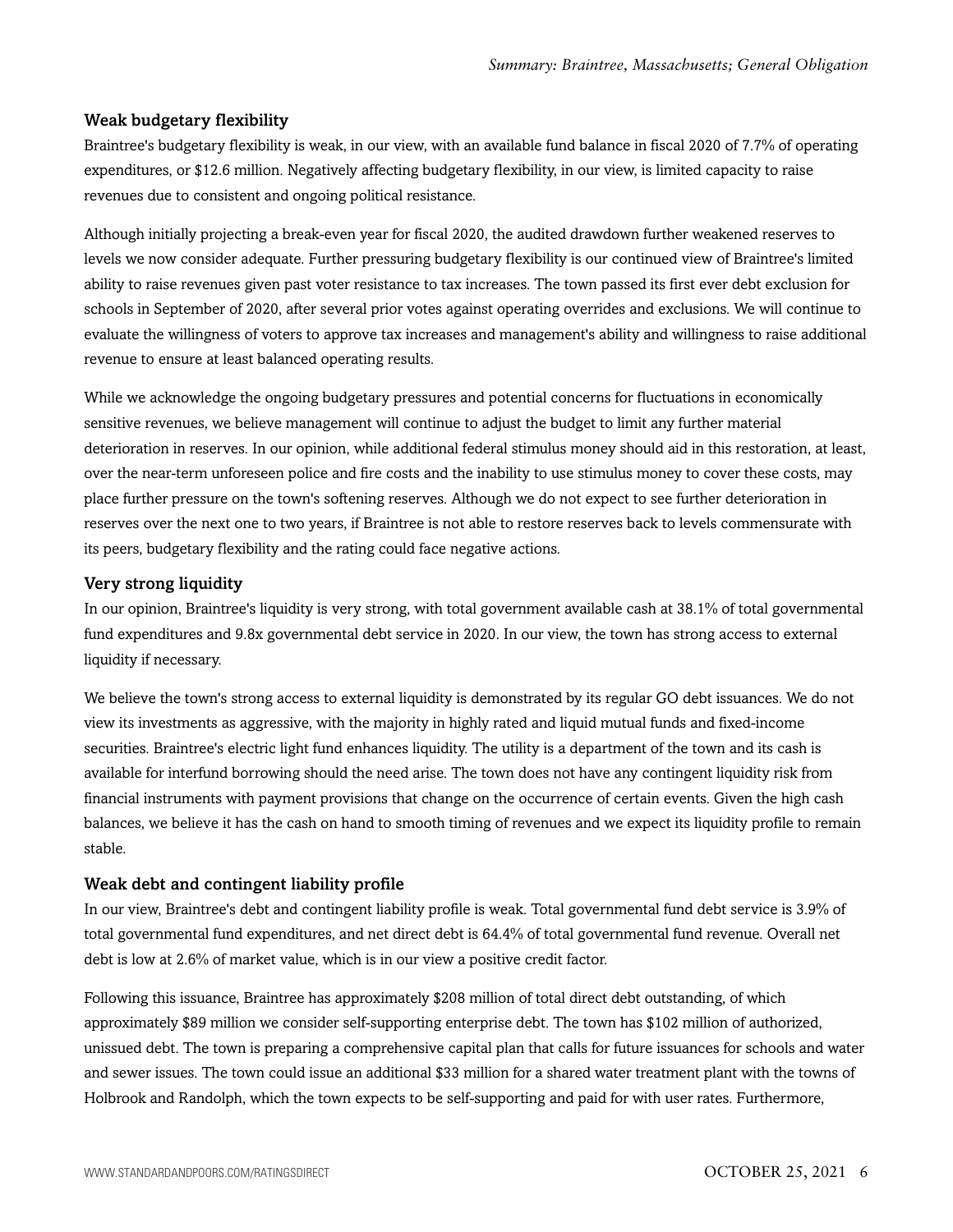### Weak budgetary flexibility

Braintree's budgetary flexibility is weak, in our view, with an available fund balance in fiscal 2020 of 7.7% of operating expenditures, or $12.6 million. Negatively affecting budgetary flexibility, in our view, is limited capacity to raise revenues due to consistent and ongoing political resistance.

Although initially projecting a break-even year for fiscal 2020, the audited drawdown further weakened reserves to levels we now consider adequate. Further pressuring budgetary flexibility is our continued view of Braintree's limited ability to raise revenues given past voter resistance to tax increases. The town passed its first ever debt exclusion for schools in September of 2020, after several prior votes against operating overrides and exclusions. We will continue to evaluate the willingness of voters to approve tax increases and management's ability and willingness to raise additional revenue to ensure at least balanced operating results.

While we acknowledge the ongoing budgetary pressures and potential concerns for fluctuations in economically sensitive revenues, we believe management will continue to adjust the budget to limit any further material deterioration in reserves. In our opinion, while additional federal stimulus money should aid in this restoration, at least, over the near-term unforeseen police and fire costs and the inability to use stimulus money to cover these costs, may place further pressure on the town's softening reserves. Although we do not expect to see further deterioration in reserves over the next one to two years, if Braintree is not able to restore reserves back to levels commensurate with its peers, budgetary flexibility and the rating could face negative actions.

### Very strong liquidity

In our opinion, Braintree's liquidity is very strong, with total government available cash at 38.1% of total governmental fund expenditures and 9.8x governmental debt service in 2020. In our view, the town has strong access to external liquidity if necessary.

We believe the town's strong access to external liquidity is demonstrated by its regular GO debt issuances. We do not view its investments as aggressive, with the majority in highly rated and liquid mutual funds and fixed-income securities. Braintree's electric light fund enhances liquidity. The utility is a department of the town and its cash is available for interfund borrowing should the need arise. The town does not have any contingent liquidity risk from financial instruments with payment provisions that change on the occurrence of certain events. Given the high cash balances, we believe it has the cash on hand to smooth timing of revenues and we expect its liquidity profile to remain stable.

### Weak debt and contingent liability profile

In our view, Braintree's debt and contingent liability profile is weak. Total governmental fund debt service is 3.9% of total governmental fund expenditures, and net direct debt is 64.4% of total governmental fund revenue. Overall net debt is low at 2.6% of market value, which is in our view a positive credit factor.

Following this issuance, Braintree has approximately $208 million of total direct debt outstanding, of which approximately $89 million we consider self-supporting enterprise debt. The town has $102 million of authorized, unissued debt. The town is preparing a comprehensive capital plan that calls for future issuances for schools and water and sewer issues. The town could issue an additional $33 million for a shared water treatment plant with the towns of Holbrook and Randolph, which the town expects to be self-supporting and paid for with user rates. Furthermore,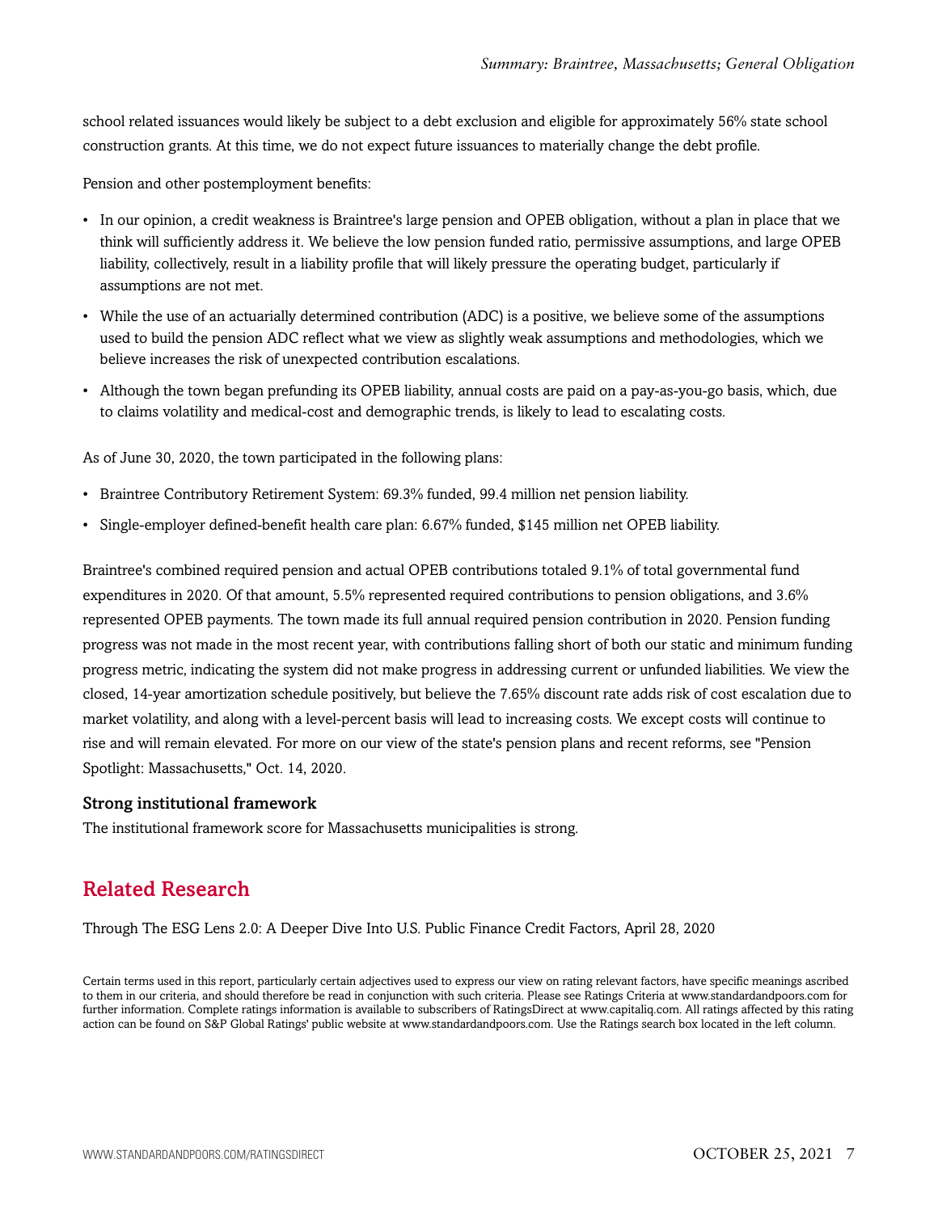school related issuances would likely be subject to a debt exclusion and eligible for approximately 56% state school construction grants. At this time, we do not expect future issuances to materially change the debt profile.

Pension and other postemployment benefits:

- In our opinion, a credit weakness is Braintree's large pension and OPEB obligation, without a plan in place that we think will sufficiently address it. We believe the low pension funded ratio, permissive assumptions, and large OPEB liability, collectively, result in a liability profile that will likely pressure the operating budget, particularly if assumptions are not met.
- While the use of an actuarially determined contribution (ADC) is a positive, we believe some of the assumptions used to build the pension ADC reflect what we view as slightly weak assumptions and methodologies, which we believe increases the risk of unexpected contribution escalations.
- Although the town began prefunding its OPEB liability, annual costs are paid on a pay-as-you-go basis, which, due to claims volatility and medical-cost and demographic trends, is likely to lead to escalating costs.

As of June 30, 2020, the town participated in the following plans:

- Braintree Contributory Retirement System: 69.3% funded, 99.4 million net pension liability.
- Single-employer defined-benefit health care plan: 6.67% funded, $145 million net OPEB liability.

Braintree's combined required pension and actual OPEB contributions totaled 9.1% of total governmental fund expenditures in 2020. Of that amount, 5.5% represented required contributions to pension obligations, and 3.6% represented OPEB payments. The town made its full annual required pension contribution in 2020. Pension funding progress was not made in the most recent year, with contributions falling short of both our static and minimum funding progress metric, indicating the system did not make progress in addressing current or unfunded liabilities. We view the closed, 14-year amortization schedule positively, but believe the 7.65% discount rate adds risk of cost escalation due to market volatility, and along with a level-percent basis will lead to increasing costs. We except costs will continue to rise and will remain elevated. For more on our view of the state's pension plans and recent reforms, see "Pension Spotlight: Massachusetts," Oct. 14, 2020.

### Strong institutional framework

The institutional framework score for Massachusetts municipalities is strong.

## Related Research

Through The ESG Lens 2.0: A Deeper Dive Into U.S. Public Finance Credit Factors, April 28, 2020

Certain terms used in this report, particularly certain adjectives used to express our view on rating relevant factors, have specific meanings ascribed to them in our criteria, and should therefore be read in conjunction with such criteria. Please see Ratings Criteria at www.standardandpoors.com for further information. Complete ratings information is available to subscribers of RatingsDirect at www.capitaliq.com. All ratings affected by this rating action can be found on S&P Global Ratings' public website at www.standardandpoors.com. Use the Ratings search box located in the left column.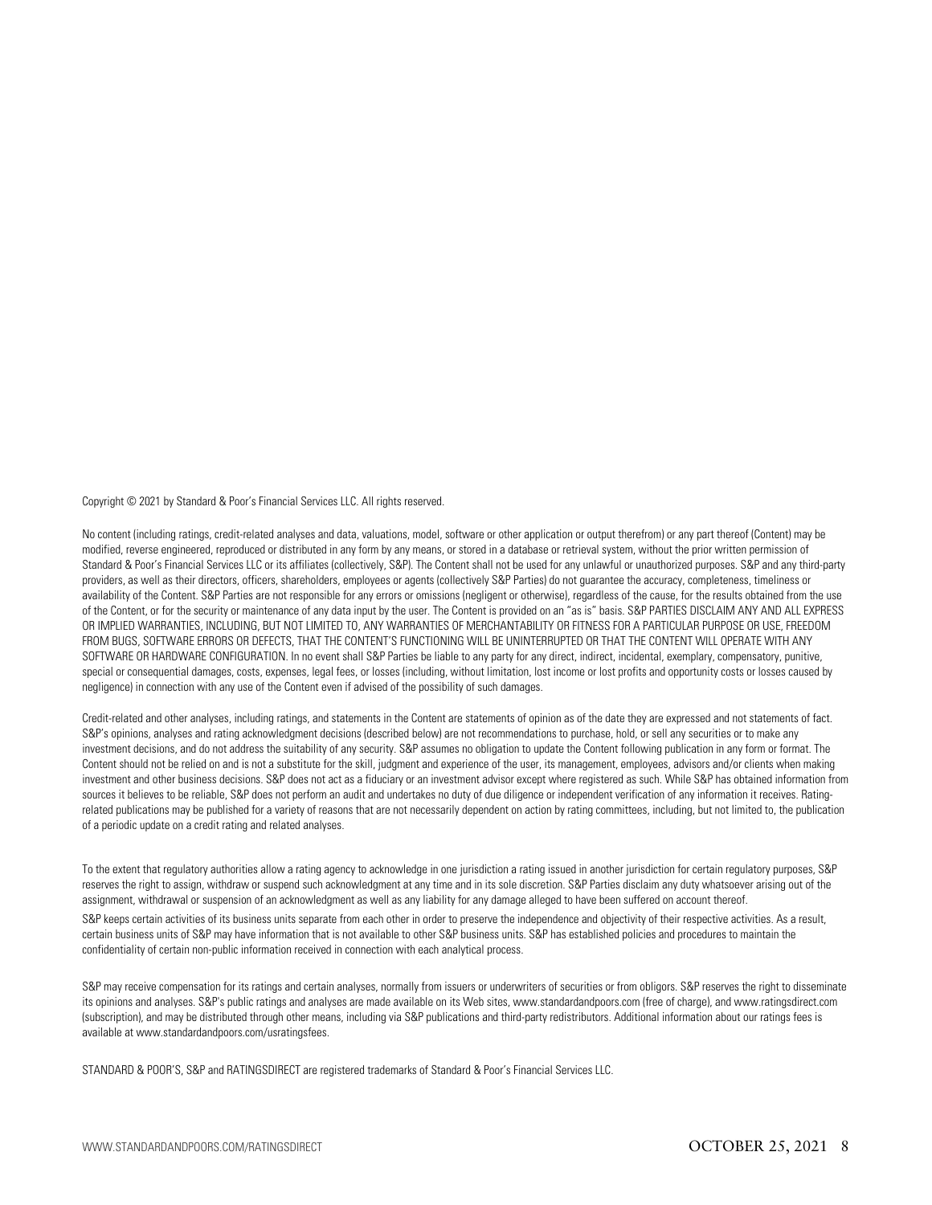Copyright © 2021 by Standard & Poor's Financial Services LLC. All rights reserved.

No content (including ratings, credit-related analyses and data, valuations, model, software or other application or output therefrom) or any part thereof (Content) may be modified, reverse engineered, reproduced or distributed in any form by any means, or stored in a database or retrieval system, without the prior written permission of Standard & Poor's Financial Services LLC or its affiliates (collectively, S&P). The Content shall not be used for any unlawful or unauthorized purposes. S&P and any third-party providers, as well as their directors, officers, shareholders, employees or agents (collectively S&P Parties) do not guarantee the accuracy, completeness, timeliness or availability of the Content. S&P Parties are not responsible for any errors or omissions (negligent or otherwise), regardless of the cause, for the results obtained from the use of the Content, or for the security or maintenance of any data input by the user. The Content is provided on an "as is" basis. S&P PARTIES DISCLAIM ANY AND ALL EXPRESS OR IMPLIED WARRANTIES, INCLUDING, BUT NOT LIMITED TO, ANY WARRANTIES OF MERCHANTABILITY OR FITNESS FOR A PARTICULAR PURPOSE OR USE, FREEDOM FROM BUGS, SOFTWARE ERRORS OR DEFECTS, THAT THE CONTENT'S FUNCTIONING WILL BE UNINTERRUPTED OR THAT THE CONTENT WILL OPERATE WITH ANY SOFTWARE OR HARDWARE CONFIGURATION. In no event shall S&P Parties be liable to any party for any direct, indirect, incidental, exemplary, compensatory, punitive, special or consequential damages, costs, expenses, legal fees, or losses (including, without limitation, lost income or lost profits and opportunity costs or losses caused by negligence) in connection with any use of the Content even if advised of the possibility of such damages.

Credit-related and other analyses, including ratings, and statements in the Content are statements of opinion as of the date they are expressed and not statements of fact. S&P's opinions, analyses and rating acknowledgment decisions (described below) are not recommendations to purchase, hold, or sell any securities or to make any investment decisions, and do not address the suitability of any security. S&P assumes no obligation to update the Content following publication in any form or format. The Content should not be relied on and is not a substitute for the skill, judgment and experience of the user, its management, employees, advisors and/or clients when making investment and other business decisions. S&P does not act as a fiduciary or an investment advisor except where registered as such. While S&P has obtained information from sources it believes to be reliable, S&P does not perform an audit and undertakes no duty of due diligence or independent verification of any information it receives. Rating-related publications may be published for a variety of reasons that are not necessarily dependent on action by rating committees, including, but not limited to, the publication of a periodic update on a credit rating and related analyses.

To the extent that regulatory authorities allow a rating agency to acknowledge in one jurisdiction a rating issued in another jurisdiction for certain regulatory purposes, S&P reserves the right to assign, withdraw or suspend such acknowledgment at any time and in its sole discretion. S&P Parties disclaim any duty whatsoever arising out of the assignment, withdrawal or suspension of an acknowledgment as well as any liability for any damage alleged to have been suffered on account thereof.

S&P keeps certain activities of its business units separate from each other in order to preserve the independence and objectivity of their respective activities. As a result, certain business units of S&P may have information that is not available to other S&P business units. S&P has established policies and procedures to maintain the confidentiality of certain non-public information received in connection with each analytical process.

S&P may receive compensation for its ratings and certain analyses, normally from issuers or underwriters of securities or from obligors. S&P reserves the right to disseminate its opinions and analyses. S&P's public ratings and analyses are made available on its Web sites, www.standardandpoors.com (free of charge), and www.ratingsdirect.com (subscription), and may be distributed through other means, including via S&P publications and third-party redistributors. Additional information about our ratings fees is available at www.standardandpoors.com/usratingsfees.

STANDARD & POOR'S, S&P and RATINGSDIRECT are registered trademarks of Standard & Poor's Financial Services LLC.